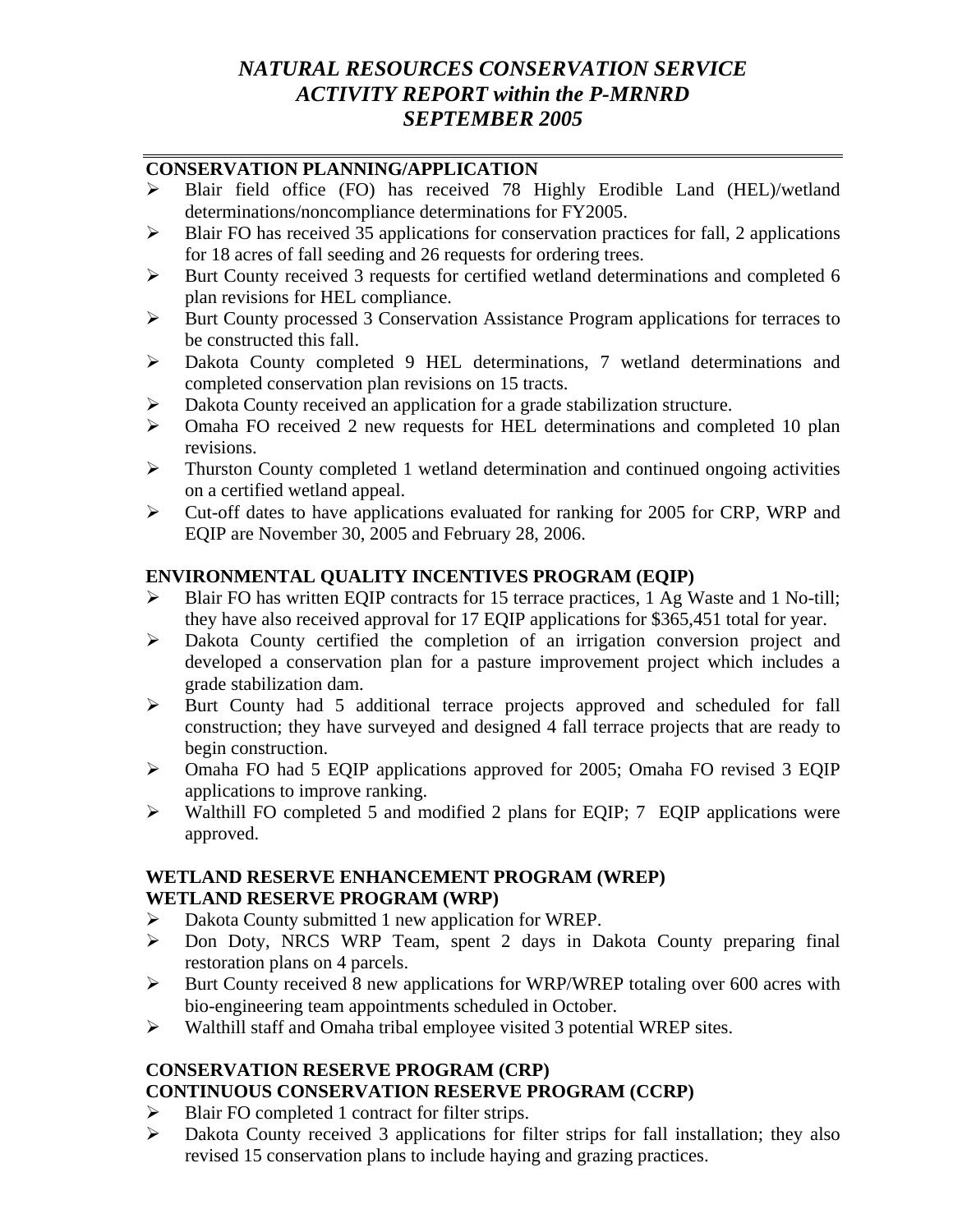# *NATURAL RESOURCES CONSERVATION SERVICE ACTIVITY REPORT within the P-MRNRD SEPTEMBER 2005*

## CONSERVATION PLANNING/APPLICATION

- Blair field office (FO) has received 78 Highly Erodible Land (HEL)/wetland determinations/noncompliance determinations for FY2005.
- Blair FO has received 35 applications for conservation practices for fall, 2 applications for 18 acres of fall seeding and 26 requests for ordering trees.
- Burt County received 3 requests for certified wetland determinations and completed 6 plan revisions for HEL compliance.
- Burt County processed 3 Conservation Assistance Program applications for terraces to be constructed this fall.
- Dakota County completed 9 HEL determinations, 7 wetland determinations and completed conservation plan revisions on 15 tracts.
- Dakota County received an application for a grade stabilization structure.
- Omaha FO received 2 new requests for HEL determinations and completed 10 plan revisions.
- Thurston County completed 1 wetland determination and continued ongoing activities on a certified wetland appeal.
- Cut-off dates to have applications evaluated for ranking for 2005 for CRP, WRP and EQIP are November 30, 2005 and February 28, 2006.

## ENVIRONMENTAL QUALITY INCENTIVES PROGRAM (EQIP)

- Blair FO has written EQIP contracts for 15 terrace practices, 1 Ag Waste and 1 No-till; they have also received approval for 17 EQIP applications for $365,451 total for year.
- Dakota County certified the completion of an irrigation conversion project and developed a conservation plan for a pasture improvement project which includes a grade stabilization dam.
- Burt County had 5 additional terrace projects approved and scheduled for fall construction; they have surveyed and designed 4 fall terrace projects that are ready to begin construction.
- Omaha FO had 5 EQIP applications approved for 2005; Omaha FO revised 3 EQIP applications to improve ranking.
- Walthill FO completed 5 and modified 2 plans for EQIP; 7 EQIP applications were approved.

## WETLAND RESERVE ENHANCEMENT PROGRAM (WREP)
## WETLAND RESERVE PROGRAM (WRP)

- Dakota County submitted 1 new application for WREP.
- Don Doty, NRCS WRP Team, spent 2 days in Dakota County preparing final restoration plans on 4 parcels.
- Burt County received 8 new applications for WRP/WREP totaling over 600 acres with bio-engineering team appointments scheduled in October.
- Walthill staff and Omaha tribal employee visited 3 potential WREP sites.

## CONSERVATION RESERVE PROGRAM (CRP)
## CONTINUOUS CONSERVATION RESERVE PROGRAM (CCRP)

- Blair FO completed 1 contract for filter strips.
- Dakota County received 3 applications for filter strips for fall installation; they also revised 15 conservation plans to include haying and grazing practices.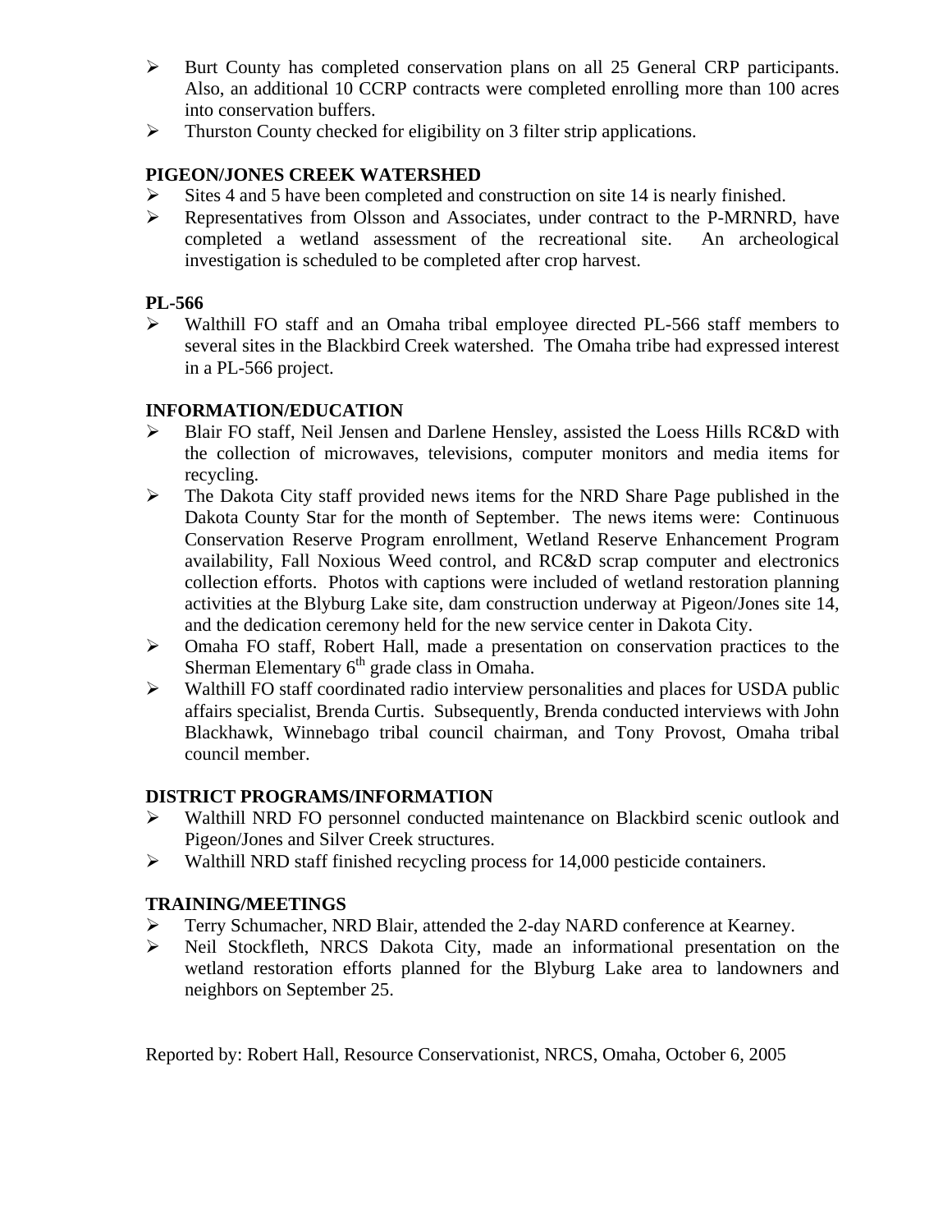- Burt County has completed conservation plans on all 25 General CRP participants. Also, an additional 10 CCRP contracts were completed enrolling more than 100 acres into conservation buffers.
- Thurston County checked for eligibility on 3 filter strip applications.

**PIGEON/JONES CREEK WATERSHED**

- Sites 4 and 5 have been completed and construction on site 14 is nearly finished.
- Representatives from Olsson and Associates, under contract to the P-MRNRD, have completed a wetland assessment of the recreational site. An archeological investigation is scheduled to be completed after crop harvest.

**PL-566**

- Walthill FO staff and an Omaha tribal employee directed PL-566 staff members to several sites in the Blackbird Creek watershed. The Omaha tribe had expressed interest in a PL-566 project.

**INFORMATION/EDUCATION**

- Blair FO staff, Neil Jensen and Darlene Hensley, assisted the Loess Hills RC&D with the collection of microwaves, televisions, computer monitors and media items for recycling.
- The Dakota City staff provided news items for the NRD Share Page published in the Dakota County Star for the month of September. The news items were: Continuous Conservation Reserve Program enrollment, Wetland Reserve Enhancement Program availability, Fall Noxious Weed control, and RC&D scrap computer and electronics collection efforts. Photos with captions were included of wetland restoration planning activities at the Blyburg Lake site, dam construction underway at Pigeon/Jones site 14, and the dedication ceremony held for the new service center in Dakota City.
- Omaha FO staff, Robert Hall, made a presentation on conservation practices to the Sherman Elementary 6th grade class in Omaha.
- Walthill FO staff coordinated radio interview personalities and places for USDA public affairs specialist, Brenda Curtis. Subsequently, Brenda conducted interviews with John Blackhawk, Winnebago tribal council chairman, and Tony Provost, Omaha tribal council member.

**DISTRICT PROGRAMS/INFORMATION**

- Walthill NRD FO personnel conducted maintenance on Blackbird scenic outlook and Pigeon/Jones and Silver Creek structures.
- Walthill NRD staff finished recycling process for 14,000 pesticide containers.

**TRAINING/MEETINGS**

- Terry Schumacher, NRD Blair, attended the 2-day NARD conference at Kearney.
- Neil Stockfleth, NRCS Dakota City, made an informational presentation on the wetland restoration efforts planned for the Blyburg Lake area to landowners and neighbors on September 25.

Reported by: Robert Hall, Resource Conservationist, NRCS, Omaha, October 6, 2005